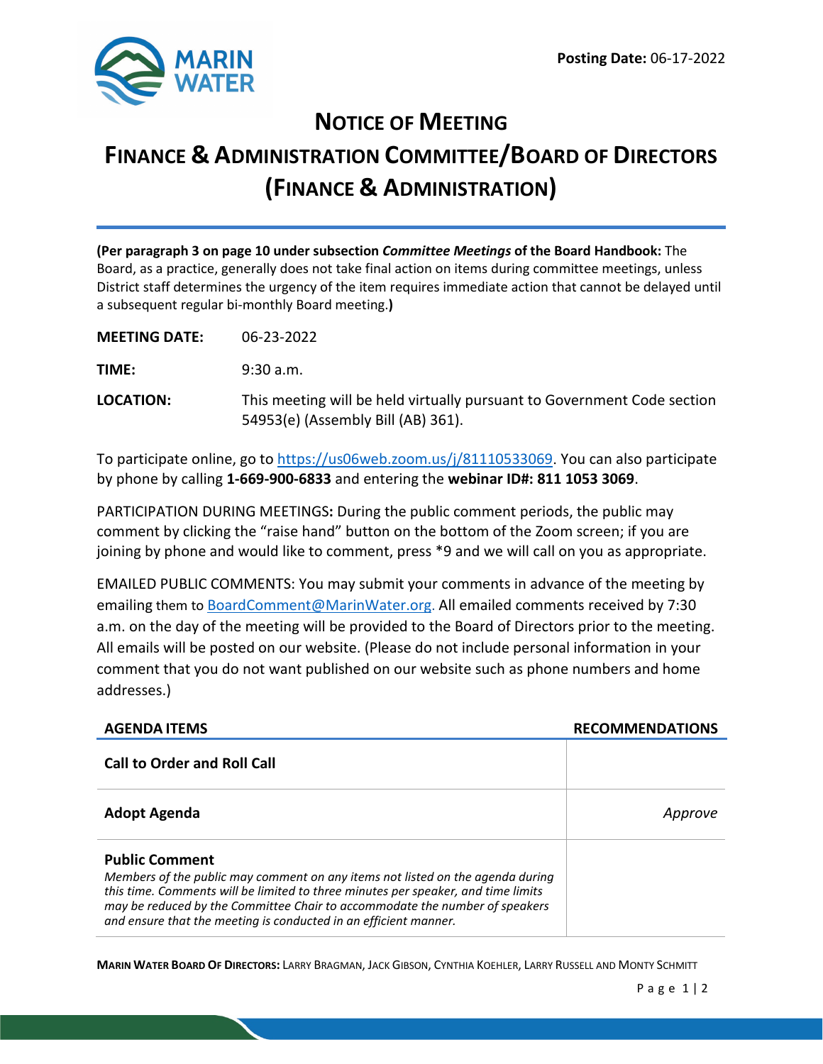**Posting Date:** 06-17-2022

# NOTICE OF MEETING

# FINANCE & ADMINISTRATION COMMITTEE/BOARD OF DIRECTORS (FINANCE & ADMINISTRATION)

**(Per paragraph 3 on page 10 under subsection *Committee Meetings* of the Board Handbook:** The Board, as a practice, generally does not take final action on items during committee meetings, unless District staff determines the urgency of the item requires immediate action that cannot be delayed until a subsequent regular bi-monthly Board meeting.**)**

**MEETING DATE:** 06-23-2022

**TIME:** 9:30 a.m.

**LOCATION:** This meeting will be held virtually pursuant to Government Code section 54953(e) (Assembly Bill (AB) 361).

To participate online, go to https://us06web.zoom.us/j/81110533069. You can also participate by phone by calling **1-669-900-6833** and entering the **webinar ID#: 811 1053 3069**.

PARTICIPATION DURING MEETINGS**:** During the public comment periods, the public may comment by clicking the “raise hand” button on the bottom of the Zoom screen; if you are joining by phone and would like to comment, press *9 and we will call on you as appropriate.

EMAILED PUBLIC COMMENTS: You may submit your comments in advance of the meeting by emailing them to BoardComment@MarinWater.org. All emailed comments received by 7:30 a.m. on the day of the meeting will be provided to the Board of Directors prior to the meeting. All emails will be posted on our website. (Please do not include personal information in your comment that you do not want published on our website such as phone numbers and home addresses.)

| AGENDA ITEMS | RECOMMENDATIONS |
|---|---|
| **Call to Order and Roll Call** | |
| **Adopt Agenda** | *Approve* |
| **Public Comment**<br>*Members of the public may comment on any items not listed on the agenda during this time. Comments will be limited to three minutes per speaker, and time limits may be reduced by the Committee Chair to accommodate the number of speakers and ensure that the meeting is conducted in an efficient manner.* | |

**MARIN WATER BOARD OF DIRECTORS:** LARRY BRAGMAN, JACK GIBSON, CYNTHIA KOEHLER, LARRY RUSSELL AND MONTY SCHMITT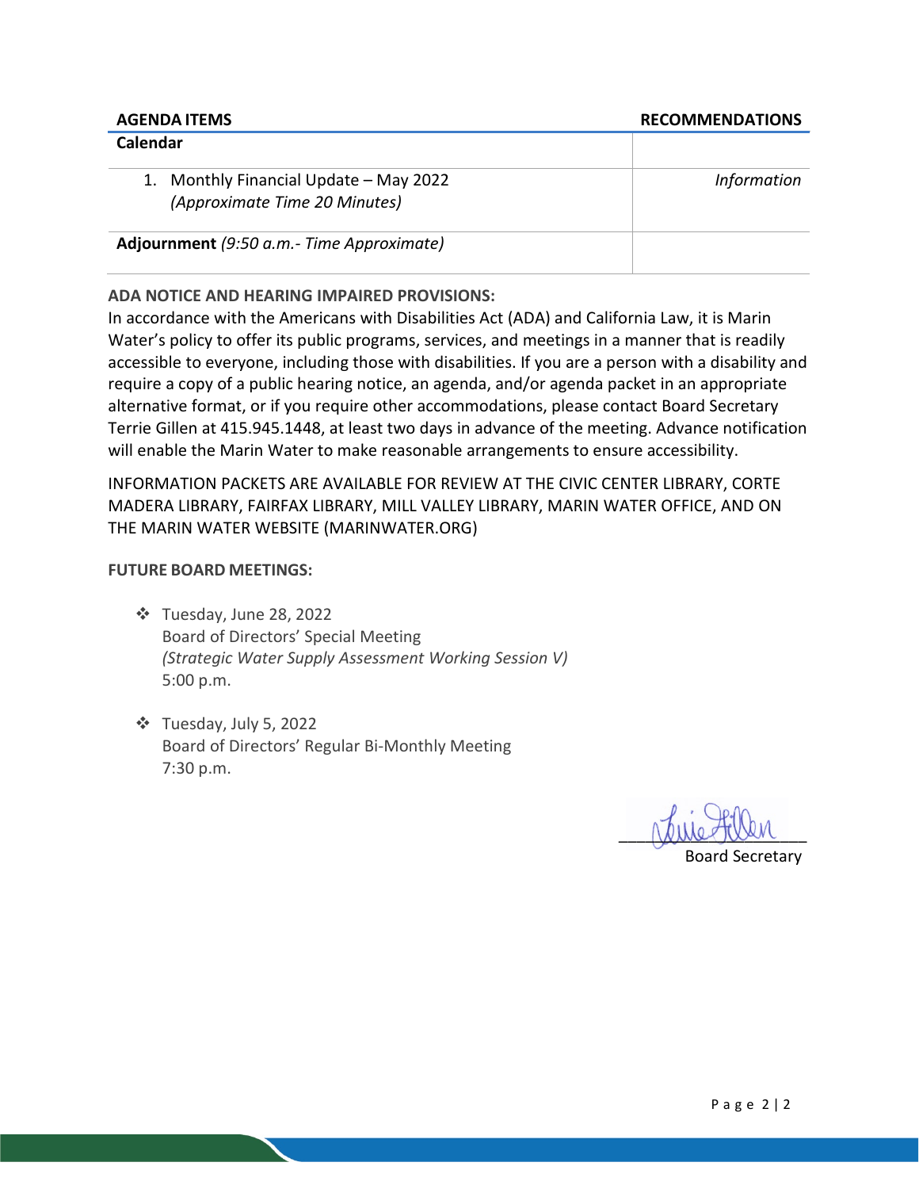| AGENDA ITEMS | RECOMMENDATIONS |
|---|---|
| **Calendar** | |
| 1. Monthly Financial Update – May 2022 *(Approximate Time 20 Minutes)* | *Information* |
| **Adjournment** *(9:50 a.m.- Time Approximate)* | |

**ADA NOTICE AND HEARING IMPAIRED PROVISIONS:**
In accordance with the Americans with Disabilities Act (ADA) and California Law, it is Marin Water's policy to offer its public programs, services, and meetings in a manner that is readily accessible to everyone, including those with disabilities. If you are a person with a disability and require a copy of a public hearing notice, an agenda, and/or agenda packet in an appropriate alternative format, or if you require other accommodations, please contact Board Secretary Terrie Gillen at 415.945.1448, at least two days in advance of the meeting. Advance notification will enable the Marin Water to make reasonable arrangements to ensure accessibility.

INFORMATION PACKETS ARE AVAILABLE FOR REVIEW AT THE CIVIC CENTER LIBRARY, CORTE MADERA LIBRARY, FAIRFAX LIBRARY, MILL VALLEY LIBRARY, MARIN WATER OFFICE, AND ON THE MARIN WATER WEBSITE (MARINWATER.ORG)

**FUTURE BOARD MEETINGS:**

- Tuesday, June 28, 2022
  Board of Directors' Special Meeting
  *(Strategic Water Supply Assessment Working Session V)*
  5:00 p.m.

- Tuesday, July 5, 2022
  Board of Directors' Regular Bi-Monthly Meeting
  7:30 p.m.

Terrie Gillen
Board Secretary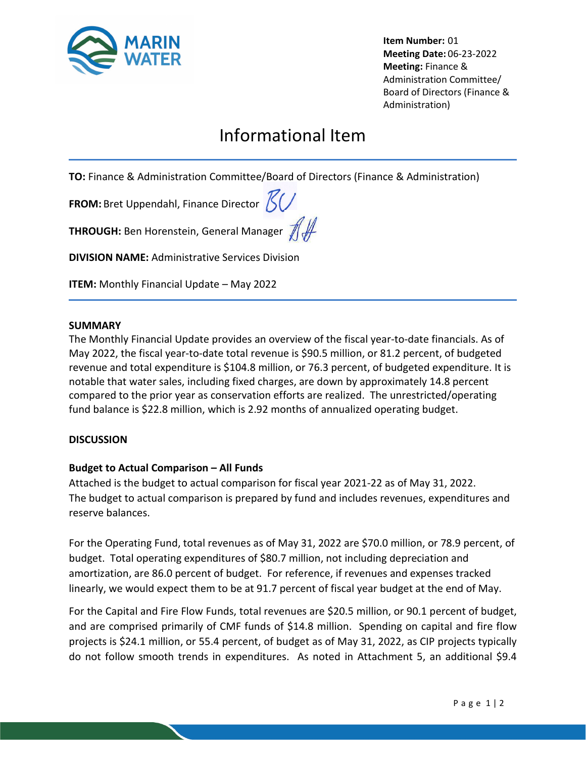**Item Number:** 01
**Meeting Date:** 06-23-2022
**Meeting:** Finance & Administration Committee/ Board of Directors (Finance & Administration)

# Informational Item

**TO:** Finance & Administration Committee/Board of Directors (Finance & Administration)

**FROM:** Bret Uppendahl, Finance Director

**THROUGH:** Ben Horenstein, General Manager

**DIVISION NAME:** Administrative Services Division

**ITEM:** Monthly Financial Update – May 2022

## SUMMARY

The Monthly Financial Update provides an overview of the fiscal year-to-date financials. As of May 2022, the fiscal year-to-date total revenue is $90.5 million, or 81.2 percent, of budgeted revenue and total expenditure is $104.8 million, or 76.3 percent, of budgeted expenditure. It is notable that water sales, including fixed charges, are down by approximately 14.8 percent compared to the prior year as conservation efforts are realized. The unrestricted/operating fund balance is $22.8 million, which is 2.92 months of annualized operating budget.

## DISCUSSION

### Budget to Actual Comparison – All Funds

Attached is the budget to actual comparison for fiscal year 2021-22 as of May 31, 2022. The budget to actual comparison is prepared by fund and includes revenues, expenditures and reserve balances.

For the Operating Fund, total revenues as of May 31, 2022 are $70.0 million, or 78.9 percent, of budget. Total operating expenditures of $80.7 million, not including depreciation and amortization, are 86.0 percent of budget. For reference, if revenues and expenses tracked linearly, we would expect them to be at 91.7 percent of fiscal year budget at the end of May.

For the Capital and Fire Flow Funds, total revenues are $20.5 million, or 90.1 percent of budget, and are comprised primarily of CMF funds of $14.8 million. Spending on capital and fire flow projects is $24.1 million, or 55.4 percent, of budget as of May 31, 2022, as CIP projects typically do not follow smooth trends in expenditures. As noted in Attachment 5, an additional $9.4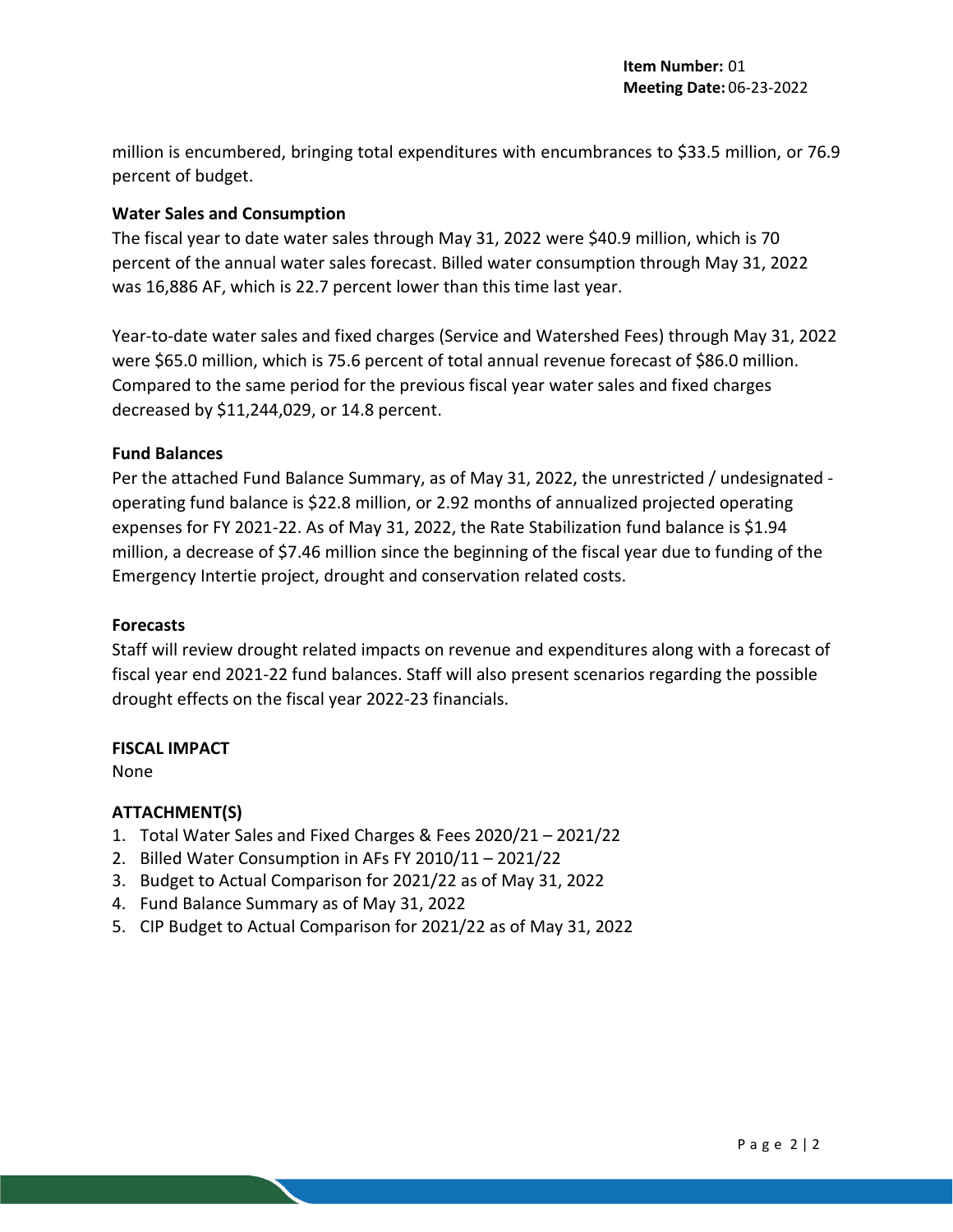million is encumbered, bringing total expenditures with encumbrances to $33.5 million, or 76.9 percent of budget.

**Water Sales and Consumption**

The fiscal year to date water sales through May 31, 2022 were $40.9 million, which is 70 percent of the annual water sales forecast. Billed water consumption through May 31, 2022 was 16,886 AF, which is 22.7 percent lower than this time last year.

Year-to-date water sales and fixed charges (Service and Watershed Fees) through May 31, 2022 were $65.0 million, which is 75.6 percent of total annual revenue forecast of $86.0 million. Compared to the same period for the previous fiscal year water sales and fixed charges decreased by $11,244,029, or 14.8 percent.

**Fund Balances**

Per the attached Fund Balance Summary, as of May 31, 2022, the unrestricted / undesignated - operating fund balance is $22.8 million, or 2.92 months of annualized projected operating expenses for FY 2021-22. As of May 31, 2022, the Rate Stabilization fund balance is $1.94 million, a decrease of $7.46 million since the beginning of the fiscal year due to funding of the Emergency Intertie project, drought and conservation related costs.

**Forecasts**

Staff will review drought related impacts on revenue and expenditures along with a forecast of fiscal year end 2021-22 fund balances. Staff will also present scenarios regarding the possible drought effects on the fiscal year 2022-23 financials.

**FISCAL IMPACT**

None

**ATTACHMENT(S)**

1. Total Water Sales and Fixed Charges & Fees 2020/21 – 2021/22
2. Billed Water Consumption in AFs FY 2010/11 – 2021/22
3. Budget to Actual Comparison for 2021/22 as of May 31, 2022
4. Fund Balance Summary as of May 31, 2022
5. CIP Budget to Actual Comparison for 2021/22 as of May 31, 2022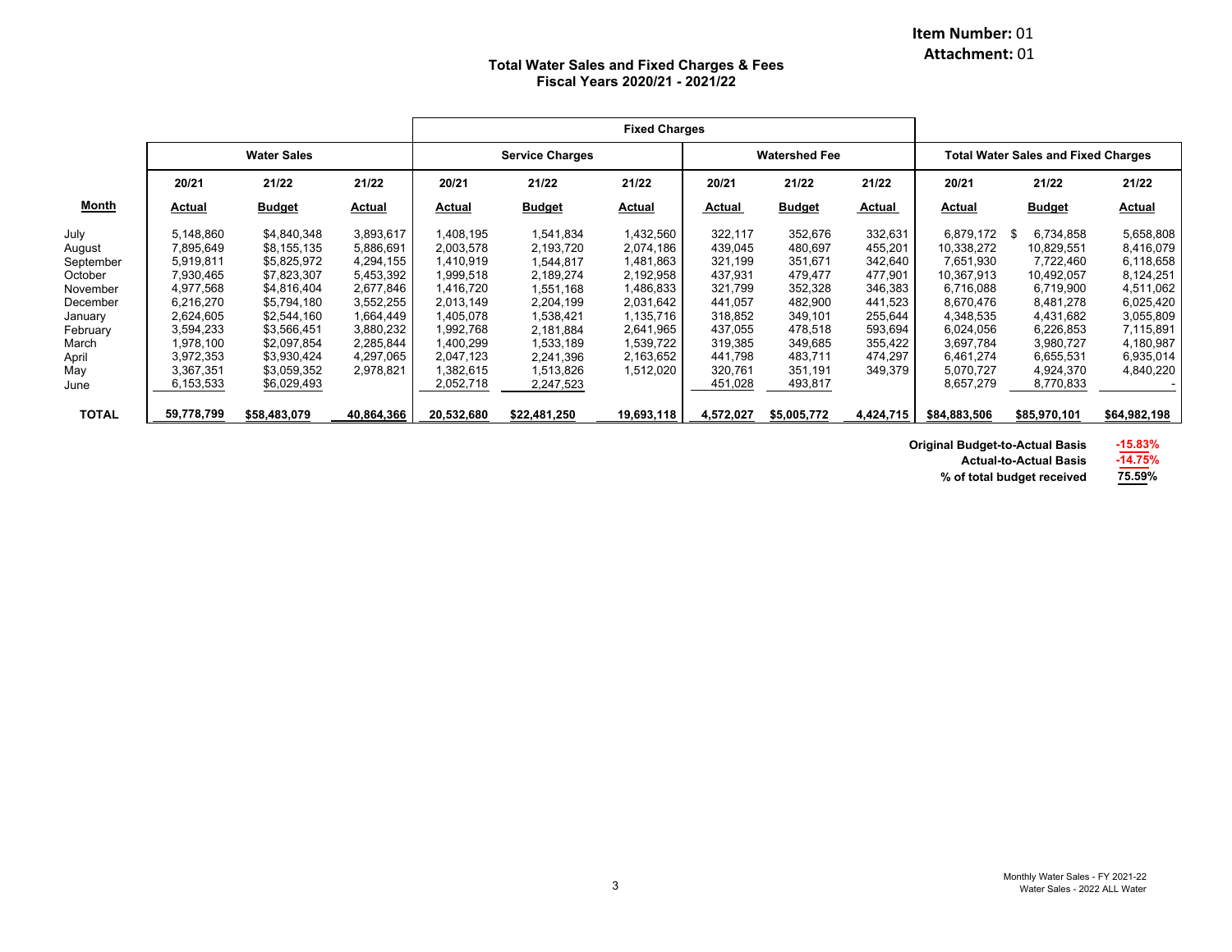Item Number: 01
Attachment: 01

## Total Water Sales and Fixed Charges & Fees
## Fiscal Years 2020/21 - 2021/22

| | Water Sales | | | Fixed Charges | | | | | | Total Water Sales and Fixed Charges | | |
|---|---|---|---|---|---|---|---|---|---|---|---|---|
| | | | | Service Charges | | | Watershed Fee | | | | | |
| | 20/21 | 21/22 | 21/22 | 20/21 | 21/22 | 21/22 | 20/21 | 21/22 | 21/22 | 20/21 | 21/22 | 21/22 |
| **Month** | **Actual** | **Budget** | **Actual** | **Actual** | **Budget** | **Actual** | **Actual** | **Budget** | **Actual** | **Actual** | **Budget** | **Actual** |
| July | 5,148,860 | $4,840,348 | 3,893,617 | 1,408,195 | 1,541,834 | 1,432,560 | 322,117 | 352,676 | 332,631 | 6,879,172 | $ 6,734,858 | 5,658,808 |
| August | 7,895,649 | $8,155,135 | 5,886,691 | 2,003,578 | 2,193,720 | 2,074,186 | 439,045 | 480,697 | 455,201 | 10,338,272 | 10,829,551 | 8,416,079 |
| September | 5,919,811 | $5,825,972 | 4,294,155 | 1,410,919 | 1,544,817 | 1,481,863 | 321,199 | 351,671 | 342,640 | 7,651,930 | 7,722,460 | 6,118,658 |
| October | 7,930,465 | $7,823,307 | 5,453,392 | 1,999,518 | 2,189,274 | 2,192,958 | 437,931 | 479,477 | 477,901 | 10,367,913 | 10,492,057 | 8,124,251 |
| November | 4,977,568 | $4,816,404 | 2,677,846 | 1,416,720 | 1,551,168 | 1,486,833 | 321,799 | 352,328 | 346,383 | 6,716,088 | 6,719,900 | 4,511,062 |
| December | 6,216,270 | $5,794,180 | 3,552,255 | 2,013,149 | 2,204,199 | 2,031,642 | 441,057 | 482,900 | 441,523 | 8,670,476 | 8,481,278 | 6,025,420 |
| January | 2,624,605 | $2,544,160 | 1,664,449 | 1,405,078 | 1,538,421 | 1,135,716 | 318,852 | 349,101 | 255,644 | 4,348,535 | 4,431,682 | 3,055,809 |
| February | 3,594,233 | $3,566,451 | 3,880,232 | 1,992,768 | 2,181,884 | 2,641,965 | 437,055 | 478,518 | 593,694 | 6,024,056 | 6,226,853 | 7,115,891 |
| March | 1,978,100 | $2,097,854 | 2,285,844 | 1,400,299 | 1,533,189 | 1,539,722 | 319,385 | 349,685 | 355,422 | 3,697,784 | 3,980,727 | 4,180,987 |
| April | 3,972,353 | $3,930,424 | 4,297,065 | 2,047,123 | 2,241,396 | 2,163,652 | 441,798 | 483,711 | 474,297 | 6,461,274 | 6,655,531 | 6,935,014 |
| May | 3,367,351 | $3,059,352 | 2,978,821 | 1,382,615 | 1,513,826 | 1,512,020 | 320,761 | 351,191 | 349,379 | 5,070,727 | 4,924,370 | 4,840,220 |
| June | 6,153,533 | $6,029,493 | | 2,052,718 | 2,247,523 | | 451,028 | 493,817 | | 8,657,279 | 8,770,833 | - |
| **TOTAL** | **59,778,799** | **$58,483,079** | **40,864,366** | **20,532,680** | **$22,481,250** | **19,693,118** | **4,572,027** | **$5,005,772** | **4,424,715** | **$84,883,506** | **$85,970,101** | **$64,982,198** |

| | |
|---|---|
| **Original Budget-to-Actual Basis** | **-15.83%** |
| **Actual-to-Actual Basis** | **-14.75%** |
| **% of total budget received** | **75.59%** |

Monthly Water Sales - FY 2021-22
Water Sales - 2022 ALL Water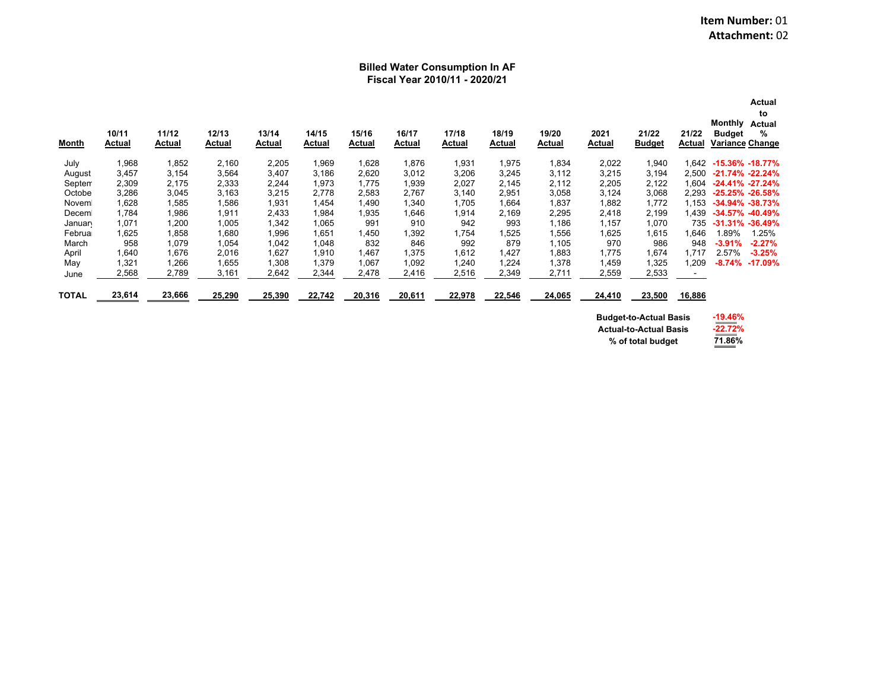**Item Number:** 01
**Attachment:** 02

## Billed Water Consumption In AF
## Fiscal Year 2010/11 - 2020/21

| Month | 10/11 Actual | 11/12 Actual | 12/13 Actual | 13/14 Actual | 14/15 Actual | 15/16 Actual | 16/17 Actual | 17/18 Actual | 18/19 Actual | 19/20 Actual | 2021 Actual | 21/22 Budget | 21/22 Actual | Monthly Budget Variance | Actual to Actual % Change |
|---|---|---|---|---|---|---|---|---|---|---|---|---|---|---|---|
| July | 1,968 | 1,852 | 2,160 | 2,205 | 1,969 | 1,628 | 1,876 | 1,931 | 1,975 | 1,834 | 2,022 | 1,940 | 1,642 | -15.36% | -18.77% |
| August | 3,457 | 3,154 | 3,564 | 3,407 | 3,186 | 2,620 | 3,012 | 3,206 | 3,245 | 3,112 | 3,215 | 3,194 | 2,500 | -21.74% | -22.24% |
| Septem | 2,309 | 2,175 | 2,333 | 2,244 | 1,973 | 1,775 | 1,939 | 2,027 | 2,145 | 2,112 | 2,205 | 2,122 | 1,604 | -24.41% | -27.24% |
| Octobe | 3,286 | 3,045 | 3,163 | 3,215 | 2,778 | 2,583 | 2,767 | 3,140 | 2,951 | 3,058 | 3,124 | 3,068 | 2,293 | -25.25% | -26.58% |
| Noveml | 1,628 | 1,585 | 1,586 | 1,931 | 1,454 | 1,490 | 1,340 | 1,705 | 1,664 | 1,837 | 1,882 | 1,772 | 1,153 | -34.94% | -38.73% |
| Deceml | 1,784 | 1,986 | 1,911 | 2,433 | 1,984 | 1,935 | 1,646 | 1,914 | 2,169 | 2,295 | 2,418 | 2,199 | 1,439 | -34.57% | -40.49% |
| January | 1,071 | 1,200 | 1,005 | 1,342 | 1,065 | 991 | 910 | 942 | 993 | 1,186 | 1,157 | 1,070 | 735 | -31.31% | -36.49% |
| Februa | 1,625 | 1,858 | 1,680 | 1,996 | 1,651 | 1,450 | 1,392 | 1,754 | 1,525 | 1,556 | 1,625 | 1,615 | 1,646 | 1.89% | 1.25% |
| March | 958 | 1,079 | 1,054 | 1,042 | 1,048 | 832 | 846 | 992 | 879 | 1,105 | 970 | 986 | 948 | -3.91% | -2.27% |
| April | 1,640 | 1,676 | 2,016 | 1,627 | 1,910 | 1,467 | 1,375 | 1,612 | 1,427 | 1,883 | 1,775 | 1,674 | 1,717 | 2.57% | -3.25% |
| May | 1,321 | 1,266 | 1,655 | 1,308 | 1,379 | 1,067 | 1,092 | 1,240 | 1,224 | 1,378 | 1,459 | 1,325 | 1,209 | -8.74% | -17.09% |
| June | 2,568 | 2,789 | 3,161 | 2,642 | 2,344 | 2,478 | 2,416 | 2,516 | 2,349 | 2,711 | 2,559 | 2,533 | - | | |
| **TOTAL** | **23,614** | **23,666** | **25,290** | **25,390** | **22,742** | **20,316** | **20,611** | **22,978** | **22,546** | **24,065** | **24,410** | **23,500** | **16,886** | | |

| | |
|---|---|
| **Budget-to-Actual Basis** | **-19.46%** |
| **Actual-to-Actual Basis** | **-22.72%** |
| **% of total budget** | **71.86%** |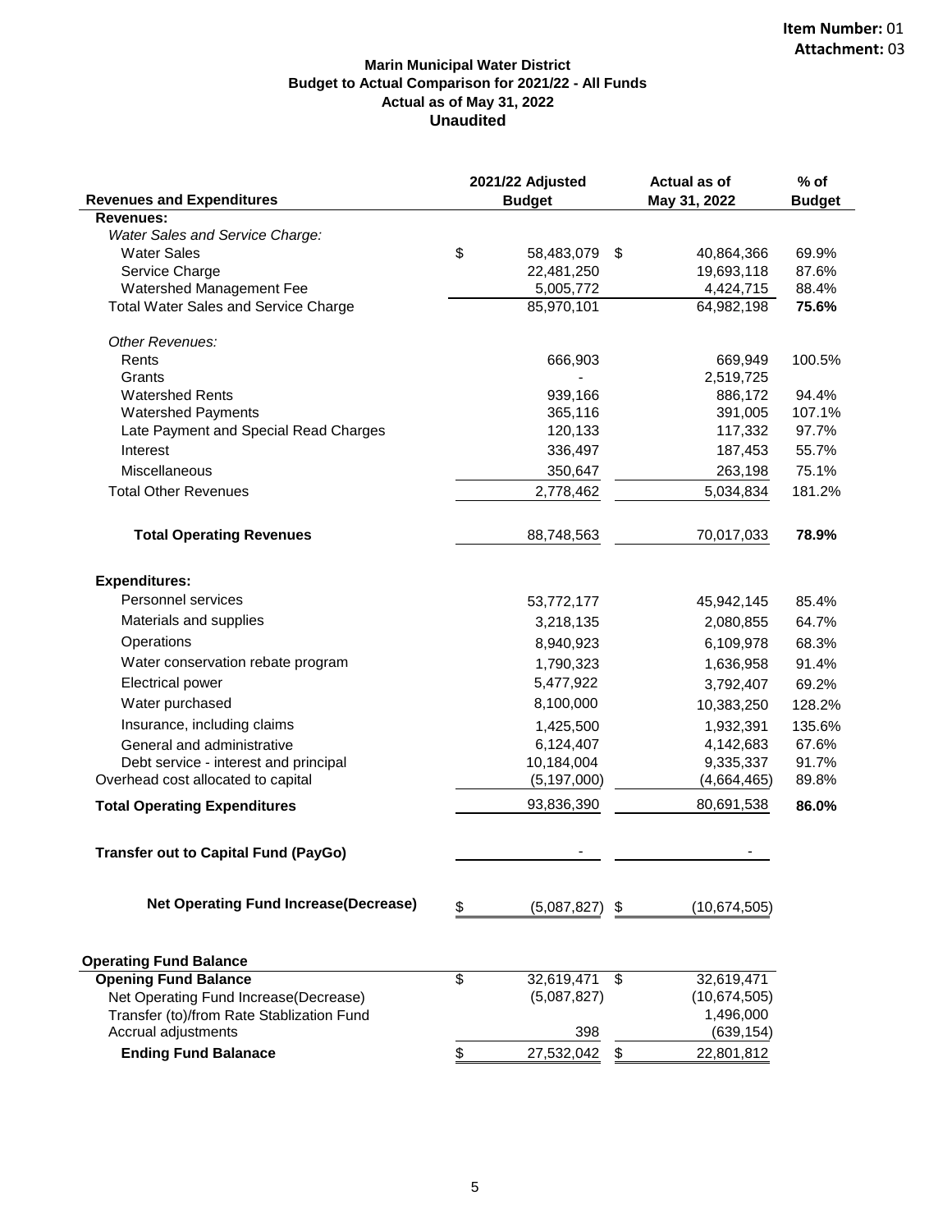**Item Number:** 01
**Attachment:** 03

# Marin Municipal Water District
## Budget to Actual Comparison for 2021/22 - All Funds
### Actual as of May 31, 2022
### Unaudited

| Revenues and Expenditures | 2021/22 Adjusted Budget | Actual as of May 31, 2022 | % of Budget |
|---|---|---|---|
| **Revenues:** | | | |
| *Water Sales and Service Charge:* | | | |
| Water Sales | $ 58,483,079 | $ 40,864,366 | 69.9% |
| Service Charge | 22,481,250 | 19,693,118 | 87.6% |
| Watershed Management Fee | 5,005,772 | 4,424,715 | 88.4% |
| Total Water Sales and Service Charge | 85,970,101 | 64,982,198 | **75.6%** |
| *Other Revenues:* | | | |
| Rents | 666,903 | 669,949 | 100.5% |
| Grants | - | 2,519,725 | |
| Watershed Rents | 939,166 | 886,172 | 94.4% |
| Watershed Payments | 365,116 | 391,005 | 107.1% |
| Late Payment and Special Read Charges | 120,133 | 117,332 | 97.7% |
| Interest | 336,497 | 187,453 | 55.7% |
| Miscellaneous | 350,647 | 263,198 | 75.1% |
| Total Other Revenues | 2,778,462 | 5,034,834 | 181.2% |
| **Total Operating Revenues** | 88,748,563 | 70,017,033 | **78.9%** |
| **Expenditures:** | | | |
| Personnel services | 53,772,177 | 45,942,145 | 85.4% |
| Materials and supplies | 3,218,135 | 2,080,855 | 64.7% |
| Operations | 8,940,923 | 6,109,978 | 68.3% |
| Water conservation rebate program | 1,790,323 | 1,636,958 | 91.4% |
| Electrical power | 5,477,922 | 3,792,407 | 69.2% |
| Water purchased | 8,100,000 | 10,383,250 | 128.2% |
| Insurance, including claims | 1,425,500 | 1,932,391 | 135.6% |
| General and administrative | 6,124,407 | 4,142,683 | 67.6% |
| Debt service - interest and principal | 10,184,004 | 9,335,337 | 91.7% |
| Overhead cost allocated to capital | (5,197,000) | (4,664,465) | 89.8% |
| **Total Operating Expenditures** | 93,836,390 | 80,691,538 | **86.0%** |
| **Transfer out to Capital Fund (PayGo)** | - | - | |
| **Net Operating Fund Increase(Decrease)** | $ (5,087,827) | $ (10,674,505) | |

| **Operating Fund Balance** | | |
|---|---|---|
| **Opening Fund Balance** | $ 32,619,471 | $ 32,619,471 |
| Net Operating Fund Increase(Decrease) | (5,087,827) | (10,674,505) |
| Transfer (to)/from Rate Stablization Fund | | 1,496,000 |
| Accrual adjustments | 398 | (639,154) |
| **Ending Fund Balanace** | $ 27,532,042 | $ 22,801,812 |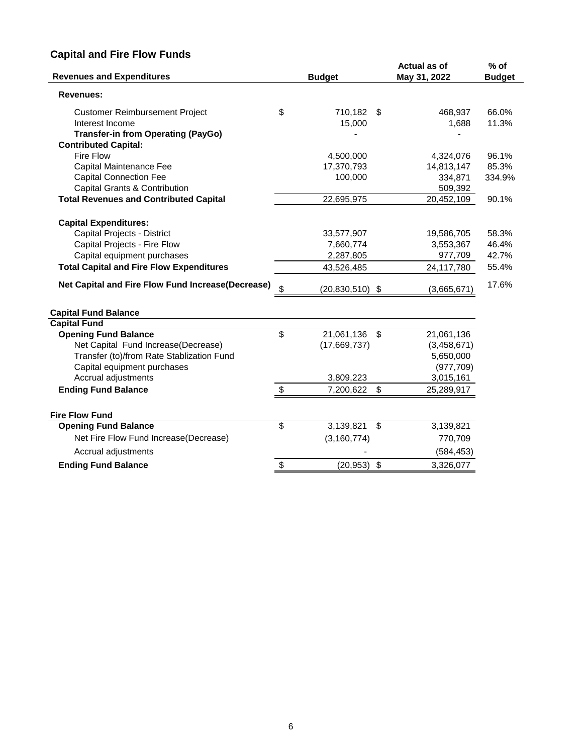## Capital and Fire Flow Funds

| Revenues and Expenditures | Budget | Actual as of May 31, 2022 | % of Budget |
|---|---|---|---|
| **Revenues:** | | | |
| Customer Reimbursement Project | $ 710,182 | $ 468,937 | 66.0% |
| Interest Income | 15,000 | 1,688 | 11.3% |
| **Transfer-in from Operating (PayGo)** | - | - | |
| **Contributed Capital:** | | | |
| Fire Flow | 4,500,000 | 4,324,076 | 96.1% |
| Capital Maintenance Fee | 17,370,793 | 14,813,147 | 85.3% |
| Capital Connection Fee | 100,000 | 334,871 | 334.9% |
| Capital Grants & Contribution | | 509,392 | |
| **Total Revenues and Contributed Capital** | 22,695,975 | 20,452,109 | 90.1% |
| **Capital Expenditures:** | | | |
| Capital Projects - District | 33,577,907 | 19,586,705 | 58.3% |
| Capital Projects - Fire Flow | 7,660,774 | 3,553,367 | 46.4% |
| Capital equipment purchases | 2,287,805 | 977,709 | 42.7% |
| **Total Capital and Fire Flow Expenditures** | 43,526,485 | 24,117,780 | 55.4% |
| **Net Capital and Fire Flow Fund Increase(Decrease)** | $ (20,830,510) | $ (3,665,671) | 17.6% |

### Capital Fund Balance

| Capital Fund | Budget | Actual as of May 31, 2022 |
|---|---|---|
| **Opening Fund Balance** | $ 21,061,136 | $ 21,061,136 |
| Net Capital Fund Increase(Decrease) | (17,669,737) | (3,458,671) |
| Transfer (to)/from Rate Stablization Fund | | 5,650,000 |
| Capital equipment purchases | | (977,709) |
| Accrual adjustments | 3,809,223 | 3,015,161 |
| **Ending Fund Balance** | $ 7,200,622 | $ 25,289,917 |

| Fire Flow Fund | Budget | Actual as of May 31, 2022 |
|---|---|---|
| **Opening Fund Balance** | $ 3,139,821 | $ 3,139,821 |
| Net Fire Flow Fund Increase(Decrease) | (3,160,774) | 770,709 |
| Accrual adjustments | - | (584,453) |
| **Ending Fund Balance** | $ (20,953) | $ 3,326,077 |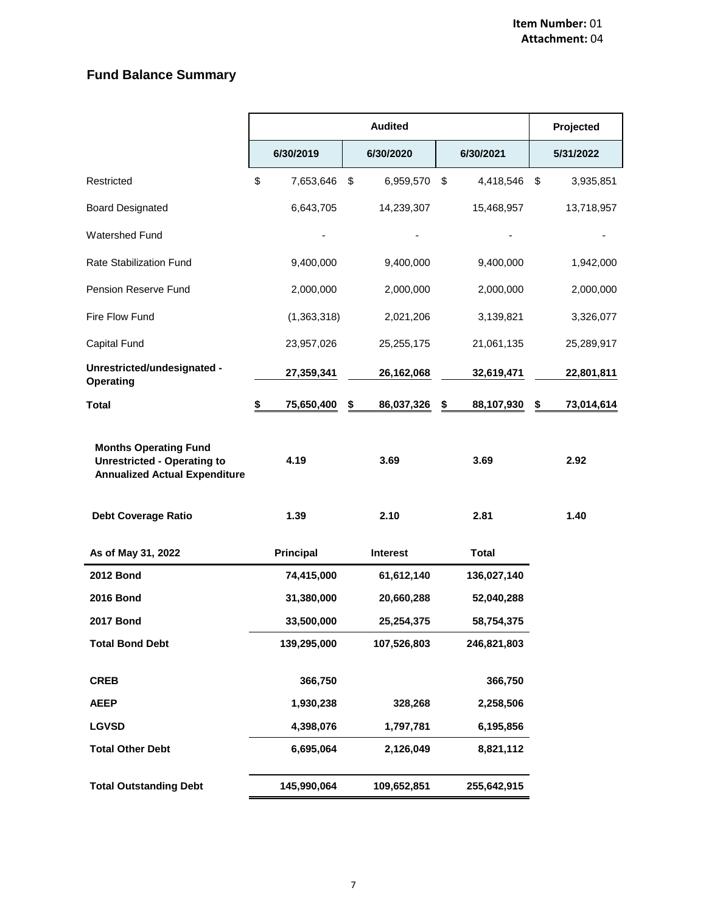**Item Number:** 01
**Attachment:** 04

## Fund Balance Summary

| | Audited | | | Projected |
|---|---|---|---|---|
| | 6/30/2019 | 6/30/2020 | 6/30/2021 | 5/31/2022 |
| Restricted | $ 7,653,646 | $ 6,959,570 | $ 4,418,546 | $ 3,935,851 |
| Board Designated | 6,643,705 | 14,239,307 | 15,468,957 | 13,718,957 |
| Watershed Fund | - | - | - | - |
| Rate Stabilization Fund | 9,400,000 | 9,400,000 | 9,400,000 | 1,942,000 |
| Pension Reserve Fund | 2,000,000 | 2,000,000 | 2,000,000 | 2,000,000 |
| Fire Flow Fund | (1,363,318) | 2,021,206 | 3,139,821 | 3,326,077 |
| Capital Fund | 23,957,026 | 25,255,175 | 21,061,135 | 25,289,917 |
| **Unrestricted/undesignated - Operating** | **27,359,341** | **26,162,068** | **32,619,471** | **22,801,811** |
| **Total** | **$ 75,650,400** | **$ 86,037,326** | **$ 88,107,930** | **$ 73,014,614** |
| **Months Operating Fund Unrestricted - Operating to Annualized Actual Expenditure** | **4.19** | **3.69** | **3.69** | **2.92** |
| **Debt Coverage Ratio** | **1.39** | **2.10** | **2.81** | **1.40** |

| As of May 31, 2022 | Principal | Interest | Total |
|---|---|---|---|
| **2012 Bond** | **74,415,000** | **61,612,140** | **136,027,140** |
| **2016 Bond** | **31,380,000** | **20,660,288** | **52,040,288** |
| **2017 Bond** | **33,500,000** | **25,254,375** | **58,754,375** |
| **Total Bond Debt** | **139,295,000** | **107,526,803** | **246,821,803** |
| **CREB** | **366,750** | | **366,750** |
| **AEEP** | **1,930,238** | **328,268** | **2,258,506** |
| **LGVSD** | **4,398,076** | **1,797,781** | **6,195,856** |
| **Total Other Debt** | **6,695,064** | **2,126,049** | **8,821,112** |
| **Total Outstanding Debt** | **145,990,064** | **109,652,851** | **255,642,915** |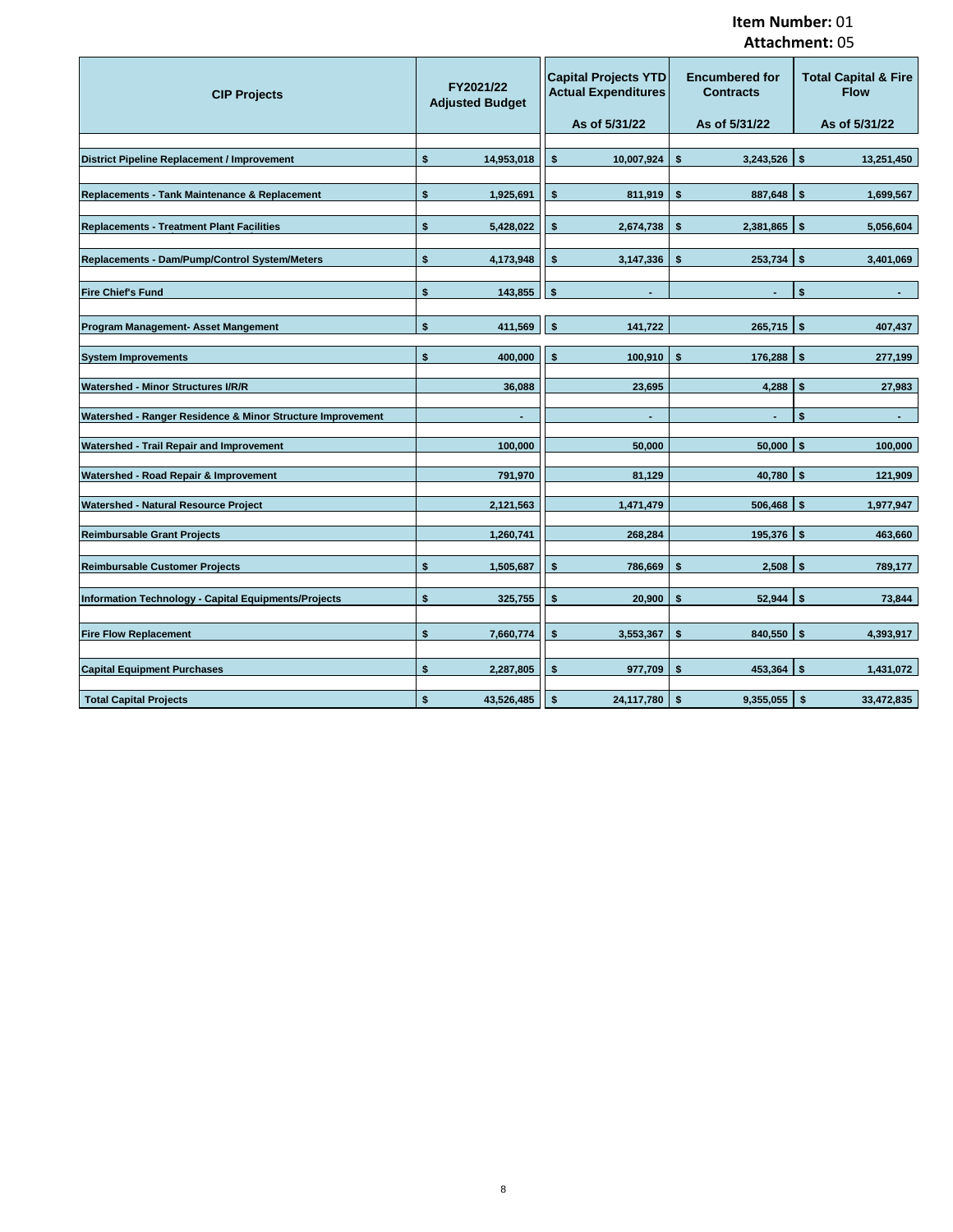**Item Number:** 01
**Attachment:** 05

| CIP Projects | FY2021/22 Adjusted Budget | Capital Projects YTD Actual Expenditures As of 5/31/22 | Encumbered for Contracts As of 5/31/22 | Total Capital & Fire Flow As of 5/31/22 |
|---|---|---|---|---|
| District Pipeline Replacement / Improvement | $ 14,953,018 | $ 10,007,924 | $ 3,243,526 | $ 13,251,450 |
| Replacements - Tank Maintenance & Replacement | $ 1,925,691 | $ 811,919 | $ 887,648 | $ 1,699,567 |
| Replacements - Treatment Plant Facilities | $ 5,428,022 | $ 2,674,738 | $ 2,381,865 | $ 5,056,604 |
| Replacements - Dam/Pump/Control System/Meters | $ 4,173,948 | $ 3,147,336 | $ 253,734 | $ 3,401,069 |
| Fire Chief's Fund | $ 143,855 | $ - | - | $ - |
| Program Management- Asset Mangement | $ 411,569 | $ 141,722 | 265,715 | $ 407,437 |
| System Improvements | $ 400,000 | $ 100,910 | $ 176,288 | $ 277,199 |
| Watershed - Minor Structures I/R/R | 36,088 | 23,695 | 4,288 | $ 27,983 |
| Watershed - Ranger Residence & Minor Structure Improvement | - | - | - | $ - |
| Watershed - Trail Repair and Improvement | 100,000 | 50,000 | 50,000 | $ 100,000 |
| Watershed - Road Repair & Improvement | 791,970 | 81,129 | 40,780 | $ 121,909 |
| Watershed - Natural Resource Project | 2,121,563 | 1,471,479 | 506,468 | $ 1,977,947 |
| Reimbursable Grant Projects | 1,260,741 | 268,284 | 195,376 | $ 463,660 |
| Reimbursable Customer Projects | $ 1,505,687 | $ 786,669 | $ 2,508 | $ 789,177 |
| Information Technology - Capital Equipments/Projects | $ 325,755 | $ 20,900 | $ 52,944 | $ 73,844 |
| Fire Flow Replacement | $ 7,660,774 | $ 3,553,367 | $ 840,550 | $ 4,393,917 |
| Capital Equipment Purchases | $ 2,287,805 | $ 977,709 | $ 453,364 | $ 1,431,072 |
| Total Capital Projects | $ 43,526,485 | $ 24,117,780 | $ 9,355,055 | $ 33,472,835 |